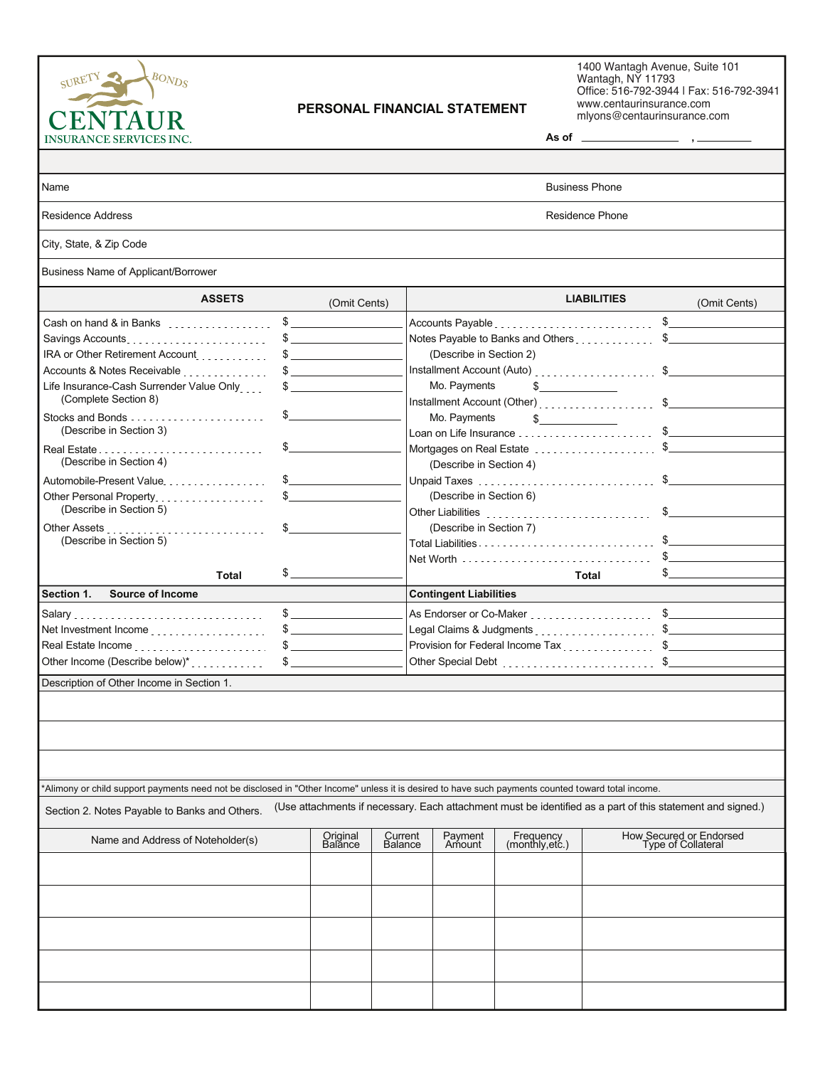SURETY BONDS
CENTAUR
INSURANCE SERVICES INC.

# PERSONAL FINANCIAL STATEMENT

1400 Wantagh Avenue, Suite 101
Wantagh, NY 11793
Office: 516-792-3944 | Fax: 516-792-3941
www.centaurinsurance.com
mlyons@centaurinsurance.com

As of ________________ , ________

| | |
|---|---|
| Name | Business Phone |
| Residence Address | Residence Phone |
| City, State, & Zip Code | |
| Business Name of Applicant/Borrower | |

| ASSETS | (Omit Cents) | LIABILITIES | (Omit Cents) |
|---|---|---|---|
| Cash on hand & in Banks | $ | Accounts Payable | $ |
| Savings Accounts | $ | Notes Payable to Banks and Others (Describe in Section 2) | $ |
| IRA or Other Retirement Account | $ | Installment Account (Auto) Mo. Payments $ | $ |
| Accounts & Notes Receivable | $ | Installment Account (Other) Mo. Payments $ | $ |
| Life Insurance-Cash Surrender Value Only (Complete Section 8) | $ | Loan on Life Insurance | $ |
| Stocks and Bonds (Describe in Section 3) | $ | Mortgages on Real Estate (Describe in Section 4) | $ |
| Real Estate (Describe in Section 4) | $ | Unpaid Taxes (Describe in Section 6) | $ |
| Automobile-Present Value | $ | Other Liabilities (Describe in Section 7) | $ |
| Other Personal Property (Describe in Section 5) | $ | Total Liabilities | $ |
| Other Assets (Describe in Section 5) | $ | Net Worth | $ |
| **Total** | $ | **Total** | $ |

| **Section 1. Source of Income** | | **Contingent Liabilities** | |
|---|---|---|---|
| Salary | $ | As Endorser or Co-Maker | $ |
| Net Investment Income | $ | Legal Claims & Judgments | $ |
| Real Estate Income | $ | Provision for Federal Income Tax | $ |
| Other Income (Describe below)* | $ | Other Special Debt | $ |

Description of Other Income in Section 1.

*Alimony or child support payments need not be disclosed in "Other Income" unless it is desired to have such payments counted toward total income.

Section 2. Notes Payable to Banks and Others. (Use attachments if necessary. Each attachment must be identified as a part of this statement and signed.)

| Name and Address of Noteholder(s) | Original Balance | Current Balance | Payment Amount | Frequency (monthly,etc.) | How Secured or Endorsed Type of Collateral |
|---|---|---|---|---|---|
| | | | | | |
| | | | | | |
| | | | | | |
| | | | | | |
| | | | | | |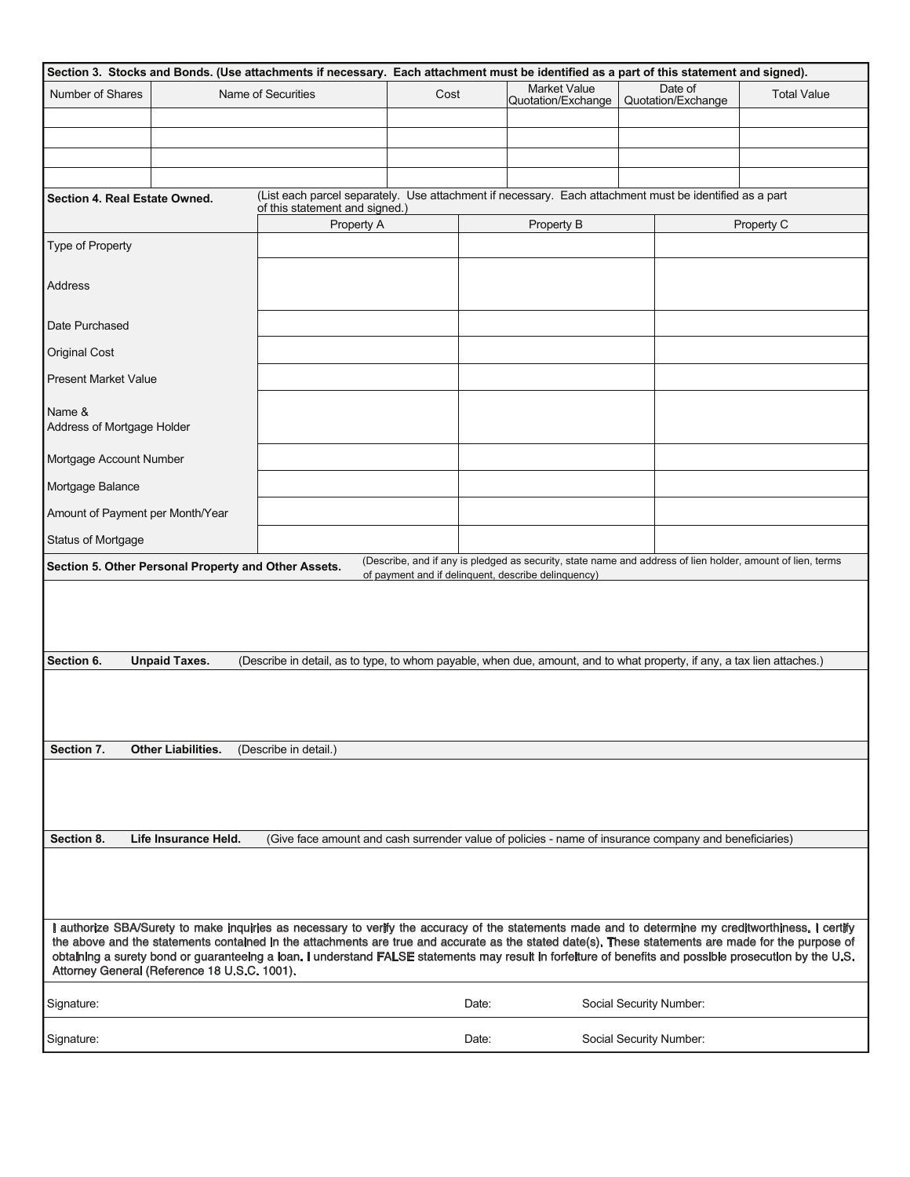**Section 3. Stocks and Bonds. (Use attachments if necessary. Each attachment must be identified as a part of this statement and signed).**

| Number of Shares | Name of Securities | Cost | Market Value Quotation/Exchange | Date of Quotation/Exchange | Total Value |
|---|---|---|---|---|---|
| | | | | | |
| | | | | | |
| | | | | | |
| | | | | | |

**Section 4. Real Estate Owned.** (List each parcel separately. Use attachment if necessary. Each attachment must be identified as a part of this statement and signed.)

| | Property A | Property B | Property C |
|---|---|---|---|
| Type of Property | | | |
| Address | | | |
| Date Purchased | | | |
| Original Cost | | | |
| Present Market Value | | | |
| Name & Address of Mortgage Holder | | | |
| Mortgage Account Number | | | |
| Mortgage Balance | | | |
| Amount of Payment per Month/Year | | | |
| Status of Mortgage | | | |

**Section 5. Other Personal Property and Other Assets.** (Describe, and if any is pledged as security, state name and address of lien holder, amount of lien, terms of payment and if delinquent, describe delinquency)

**Section 6. Unpaid Taxes.** (Describe in detail, as to type, to whom payable, when due, amount, and to what property, if any, a tax lien attaches.)

**Section 7. Other Liabilities.** (Describe in detail.)

**Section 8. Life Insurance Held.** (Give face amount and cash surrender value of policies - name of insurance company and beneficiaries)

I authorize SBA/Surety to make inquiries as necessary to verify the accuracy of the statements made and to determine my creditworthiness. I certify the above and the statements contained in the attachments are true and accurate as the stated date(s). These statements are made for the purpose of obtaining a surety bond or guaranteeing a loan. I understand FALSE statements may result in forfeiture of benefits and possible prosecution by the U.S. Attorney General (Reference 18 U.S.C. 1001).

Signature: Date: Social Security Number:

Signature: Date: Social Security Number: